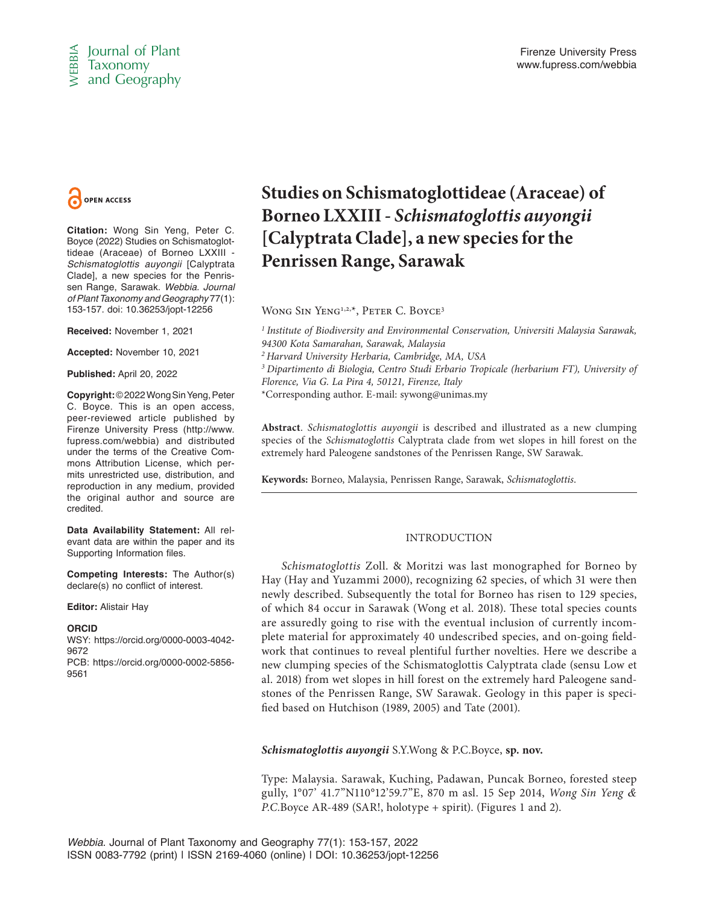OPEN ACCESS

**Citation:** Wong Sin Yeng, Peter C. Boyce (2022) Studies on Schismatoglottideae (Araceae) of Borneo LXXIII - *Schismatoglottis auyongii* [Calyptrata Clade], a new species for the Penrissen Range, Sarawak. *Webbia. Journal of Plant Taxonomy and Geography* 77(1): 153-157. doi: 10.36253/jopt-12256

**Received:** November 1, 2021

**Accepted:** November 10, 2021

**Published:** April 20, 2022

**Copyright:** © 2022 Wong Sin Yeng, Peter C. Boyce. This is an open access, peer-reviewed article published by Firenze University Press (http://www.fupress.com/webbia) and distributed under the terms of the Creative Commons Attribution License, which permits unrestricted use, distribution, and reproduction in any medium, provided the original author and source are credited.

**Data Availability Statement:** All relevant data are within the paper and its Supporting Information files.

**Competing Interests:** The Author(s) declare(s) no conflict of interest.

**Editor:** Alistair Hay

**ORCID**

WSY: https://orcid.org/0000-0003-4042-9672

PCB: https://orcid.org/0000-0002-5856-9561

# Studies on Schismatoglottideae (Araceae) of Borneo LXXIII - *Schismatoglottis auyongii* [Calyptrata Clade], a new species for the Penrissen Range, Sarawak

Wong Sin Yeng[1,2,*], Peter C. Boyce[3]

[1] *Institute of Biodiversity and Environmental Conservation, Universiti Malaysia Sarawak, 94300 Kota Samarahan, Sarawak, Malaysia*

[2] *Harvard University Herbaria, Cambridge, MA, USA*

[3] *Dipartimento di Biologia, Centro Studi Erbario Tropicale (herbarium FT), University of Florence, Via G. La Pira 4, 50121, Firenze, Italy*

*Corresponding author. E-mail: sywong@unimas.my

**Abstract**. *Schismatoglottis auyongii* is described and illustrated as a new clumping species of the *Schismatoglottis* Calyptrata clade from wet slopes in hill forest on the extremely hard Paleogene sandstones of the Penrissen Range, SW Sarawak.

**Keywords:** Borneo, Malaysia, Penrissen Range, Sarawak, *Schismatoglottis*.

## INTRODUCTION

*Schismatoglottis* Zoll. & Moritzi was last monographed for Borneo by Hay (Hay and Yuzammi 2000), recognizing 62 species, of which 31 were then newly described. Subsequently the total for Borneo has risen to 129 species, of which 84 occur in Sarawak (Wong et al. 2018). These total species counts are assuredly going to rise with the eventual inclusion of currently incomplete material for approximately 40 undescribed species, and on-going fieldwork that continues to reveal plentiful further novelties. Here we describe a new clumping species of the Schismatoglottis Calyptrata clade (sensu Low et al. 2018) from wet slopes in hill forest on the extremely hard Paleogene sandstones of the Penrissen Range, SW Sarawak. Geology in this paper is specified based on Hutchison (1989, 2005) and Tate (2001).

***Schismatoglottis auyongii*** S.Y.Wong & P.C.Boyce, **sp. nov.**

Type: Malaysia. Sarawak, Kuching, Padawan, Puncak Borneo, forested steep gully, 1°07' 41.7"N110°12'59.7"E, 870 m asl. 15 Sep 2014, *Wong Sin Yeng & P.C.*Boyce AR-489 (SAR!, holotype + spirit). (Figures 1 and 2).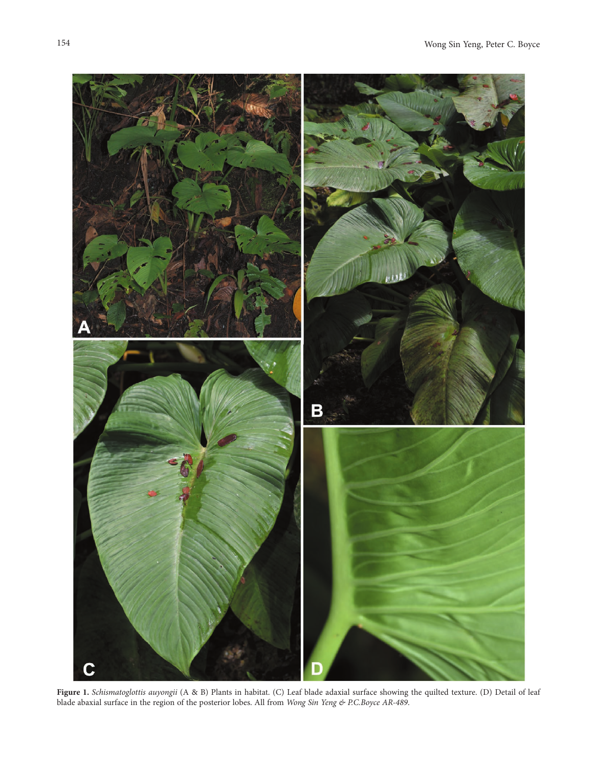**Figure 1.** *Schismatoglottis auyongii* (A & B) Plants in habitat. (C) Leaf blade adaxial surface showing the quilted texture. (D) Detail of leaf blade abaxial surface in the region of the posterior lobes. All from *Wong Sin Yeng & P.C.Boyce AR-489*.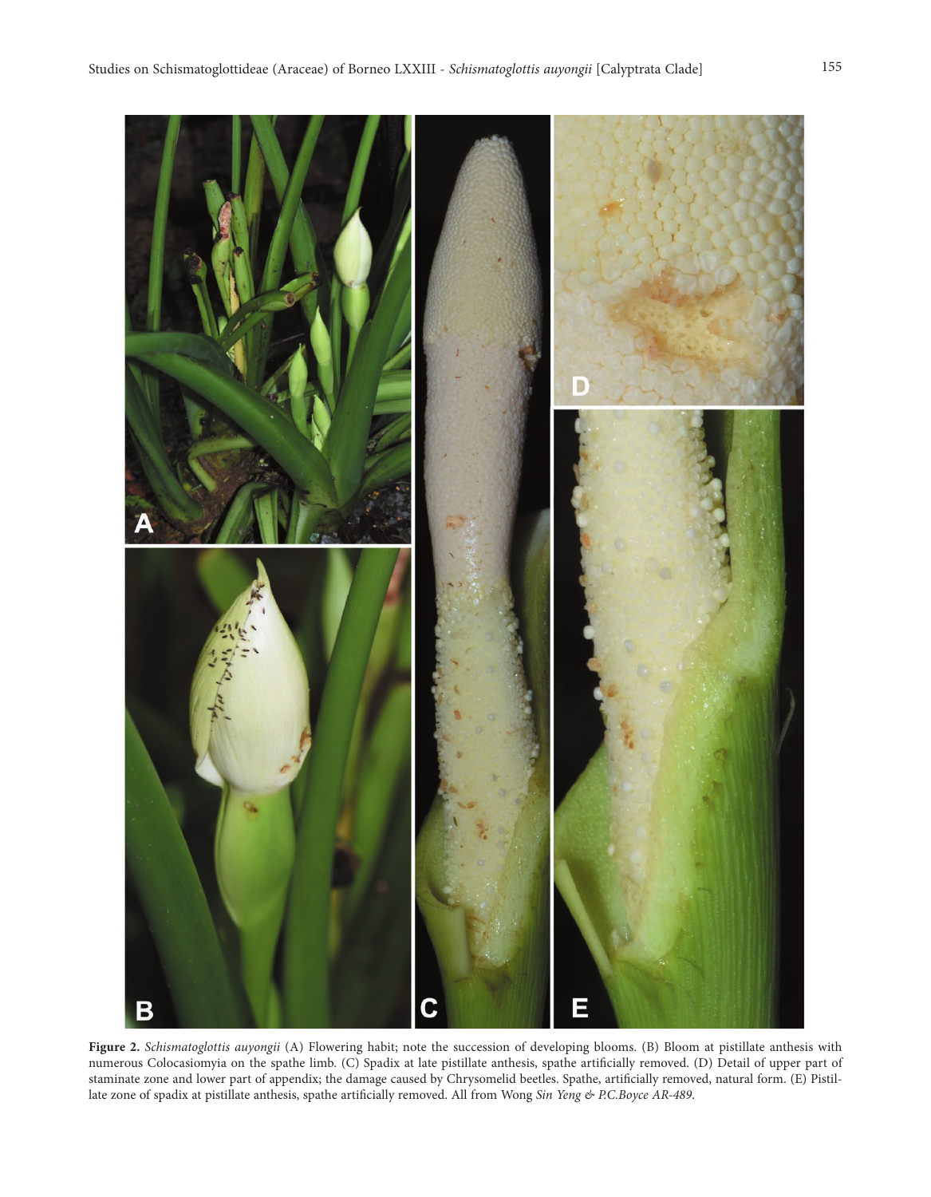**Figure 2.** *Schismatoglottis auyongii* (A) Flowering habit; note the succession of developing blooms. (B) Bloom at pistillate anthesis with numerous Colocasiomyia on the spathe limb. (C) Spadix at late pistillate anthesis, spathe artificially removed. (D) Detail of upper part of staminate zone and lower part of appendix; the damage caused by Chrysomelid beetles. Spathe, artificially removed, natural form. (E) Pistillate zone of spadix at pistillate anthesis, spathe artificially removed. All from Wong *Sin Yeng & P.C.Boyce AR-489*.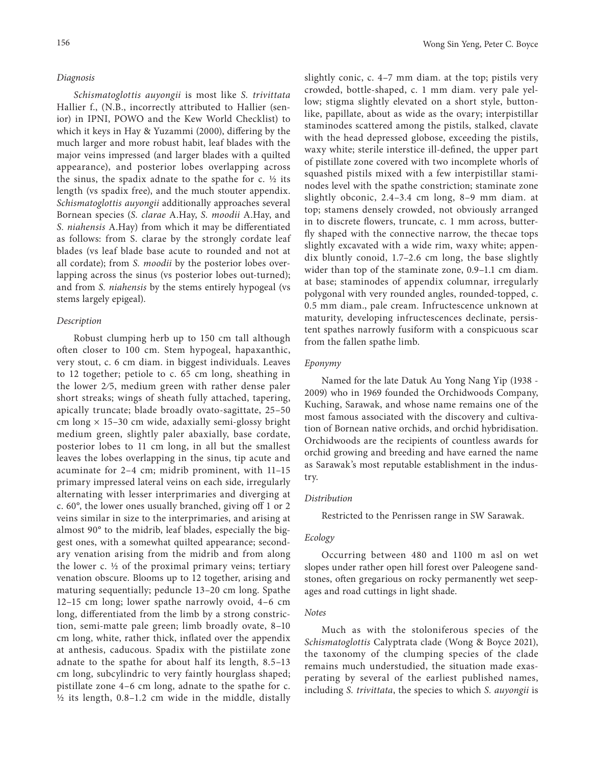### *Diagnosis*

*Schismatoglottis auyongii* is most like *S. trivittata* Hallier f., (N.B., incorrectly attributed to Hallier (senior) in IPNI, POWO and the Kew World Checklist) to which it keys in Hay & Yuzammi (2000), differing by the much larger and more robust habit, leaf blades with the major veins impressed (and larger blades with a quilted appearance), and posterior lobes overlapping across the sinus, the spadix adnate to the spathe for c. ½ its length (vs spadix free), and the much stouter appendix. *Schismatoglottis auyongii* additionally approaches several Bornean species (*S. clarae* A.Hay, *S. moodii* A.Hay, and *S. niahensis* A.Hay) from which it may be differentiated as follows: from S. clarae by the strongly cordate leaf blades (vs leaf blade base acute to rounded and not at all cordate); from *S. moodii* by the posterior lobes overlapping across the sinus (vs posterior lobes out-turned); and from *S. niahensis* by the stems entirely hypogeal (vs stems largely epigeal).

### *Description*

Robust clumping herb up to 150 cm tall although often closer to 100 cm. Stem hypogeal, hapaxanthic, very stout, c. 6 cm diam. in biggest individuals. Leaves to 12 together; petiole to c. 65 cm long, sheathing in the lower 2⁄5, medium green with rather dense paler short streaks; wings of sheath fully attached, tapering, apically truncate; blade broadly ovato-sagittate, 25–50 cm long × 15–30 cm wide, adaxially semi-glossy bright medium green, slightly paler abaxially, base cordate, posterior lobes to 11 cm long, in all but the smallest leaves the lobes overlapping in the sinus, tip acute and acuminate for 2–4 cm; midrib prominent, with 11–15 primary impressed lateral veins on each side, irregularly alternating with lesser interprimaries and diverging at c. 60°, the lower ones usually branched, giving off 1 or 2 veins similar in size to the interprimaries, and arising at almost 90° to the midrib, leaf blades, especially the biggest ones, with a somewhat quilted appearance; secondary venation arising from the midrib and from along the lower c. ½ of the proximal primary veins; tertiary venation obscure. Blooms up to 12 together, arising and maturing sequentially; peduncle 13–20 cm long. Spathe 12–15 cm long; lower spathe narrowly ovoid, 4–6 cm long, differentiated from the limb by a strong constriction, semi-matte pale green; limb broadly ovate, 8–10 cm long, white, rather thick, inflated over the appendix at anthesis, caducous. Spadix with the pistiilate zone adnate to the spathe for about half its length, 8.5–13 cm long, subcylindric to very faintly hourglass shaped; pistillate zone 4–6 cm long, adnate to the spathe for c. ½ its length, 0.8–1.2 cm wide in the middle, distally slightly conic, c. 4–7 mm diam. at the top; pistils very crowded, bottle-shaped, c. 1 mm diam. very pale yellow; stigma slightly elevated on a short style, button-like, papillate, about as wide as the ovary; interpistillar staminodes scattered among the pistils, stalked, clavate with the head depressed globose, exceeding the pistils, waxy white; sterile interstice ill-defined, the upper part of pistillate zone covered with two incomplete whorls of squashed pistils mixed with a few interpistillar staminodes level with the spathe constriction; staminate zone slightly obconic, 2.4–3.4 cm long, 8–9 mm diam. at top; stamens densely crowded, not obviously arranged in to discrete flowers, truncate, c. 1 mm across, butterfly shaped with the connective narrow, the thecae tops slightly excavated with a wide rim, waxy white; appendix bluntly conoid, 1.7–2.6 cm long, the base slightly wider than top of the staminate zone, 0.9–1.1 cm diam. at base; staminodes of appendix columnar, irregularly polygonal with very rounded angles, rounded-topped, c. 0.5 mm diam., pale cream. Infructescence unknown at maturity, developing infructescences declinate, persistent spathes narrowly fusiform with a conspicuous scar from the fallen spathe limb.

### *Eponymy*

Named for the late Datuk Au Yong Nang Yip (1938 - 2009) who in 1969 founded the Orchidwoods Company, Kuching, Sarawak, and whose name remains one of the most famous associated with the discovery and cultivation of Bornean native orchids, and orchid hybridisation. Orchidwoods are the recipients of countless awards for orchid growing and breeding and have earned the name as Sarawak's most reputable establishment in the industry.

### *Distribution*

Restricted to the Penrissen range in SW Sarawak.

### *Ecology*

Occurring between 480 and 1100 m asl on wet slopes under rather open hill forest over Paleogene sandstones, often gregarious on rocky permanently wet seepages and road cuttings in light shade.

### *Notes*

Much as with the stoloniferous species of the *Schismatoglottis* Calyptrata clade (Wong & Boyce 2021), the taxonomy of the clumping species of the clade remains much understudied, the situation made exasperating by several of the earliest published names, including *S. trivittata*, the species to which *S. auyongii* is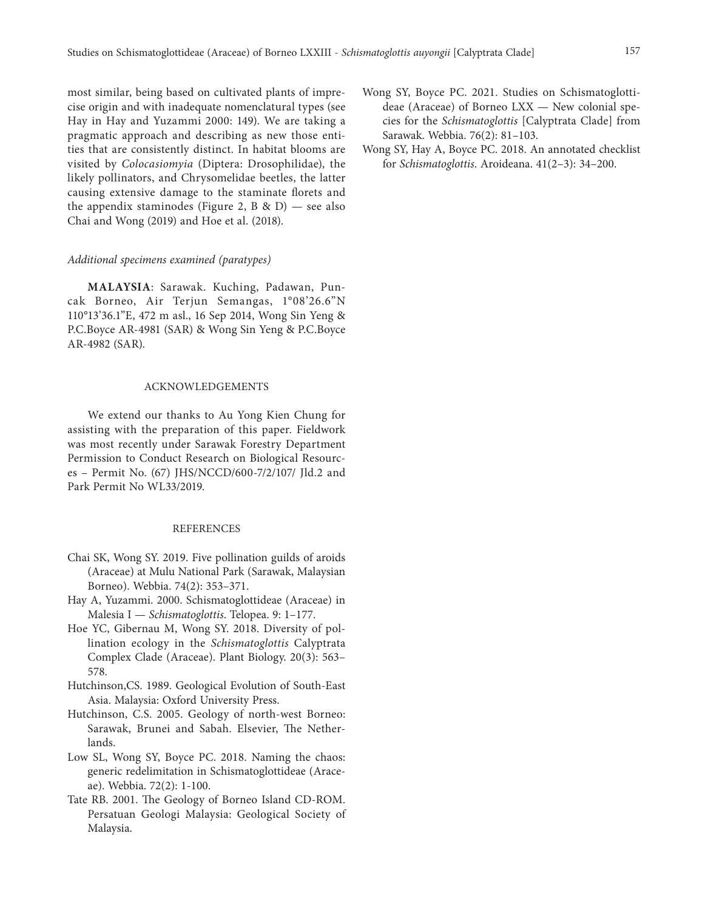most similar, being based on cultivated plants of imprecise origin and with inadequate nomenclatural types (see Hay in Hay and Yuzammi 2000: 149). We are taking a pragmatic approach and describing as new those entities that are consistently distinct. In habitat blooms are visited by *Colocasiomyia* (Diptera: Drosophilidae), the likely pollinators, and Chrysomelidae beetles, the latter causing extensive damage to the staminate florets and the appendix staminodes (Figure 2, B & D) — see also Chai and Wong (2019) and Hoe et al. (2018).

### *Additional specimens examined (paratypes)*

**MALAYSIA**: Sarawak. Kuching, Padawan, Puncak Borneo, Air Terjun Semangas, 1°08'26.6"N 110°13'36.1"E, 472 m asl., 16 Sep 2014, Wong Sin Yeng & P.C.Boyce AR-4981 (SAR) & Wong Sin Yeng & P.C.Boyce AR-4982 (SAR).

## ACKNOWLEDGEMENTS

We extend our thanks to Au Yong Kien Chung for assisting with the preparation of this paper. Fieldwork was most recently under Sarawak Forestry Department Permission to Conduct Research on Biological Resources – Permit No. (67) JHS/NCCD/600-7/2/107/ Jld.2 and Park Permit No WL33/2019.

## REFERENCES

Chai SK, Wong SY. 2019. Five pollination guilds of aroids (Araceae) at Mulu National Park (Sarawak, Malaysian Borneo). Webbia. 74(2): 353–371.

Hay A, Yuzammi. 2000. Schismatoglottideae (Araceae) in Malesia I — *Schismatoglottis*. Telopea. 9: 1–177.

Hoe YC, Gibernau M, Wong SY. 2018. Diversity of pollination ecology in the *Schismatoglottis* Calyptrata Complex Clade (Araceae). Plant Biology. 20(3): 563–578.

Hutchinson,CS. 1989. Geological Evolution of South-East Asia. Malaysia: Oxford University Press.

Hutchinson, C.S. 2005. Geology of north-west Borneo: Sarawak, Brunei and Sabah. Elsevier, The Netherlands.

Low SL, Wong SY, Boyce PC. 2018. Naming the chaos: generic redelimitation in Schismatoglottideae (Araceae). Webbia. 72(2): 1-100.

Tate RB. 2001. The Geology of Borneo Island CD-ROM. Persatuan Geologi Malaysia: Geological Society of Malaysia.

Wong SY, Boyce PC. 2021. Studies on Schismatoglottideae (Araceae) of Borneo LXX — New colonial species for the *Schismatoglottis* [Calyptrata Clade] from Sarawak. Webbia. 76(2): 81–103.

Wong SY, Hay A, Boyce PC. 2018. An annotated checklist for *Schismatoglottis*. Aroideana. 41(2–3): 34–200.